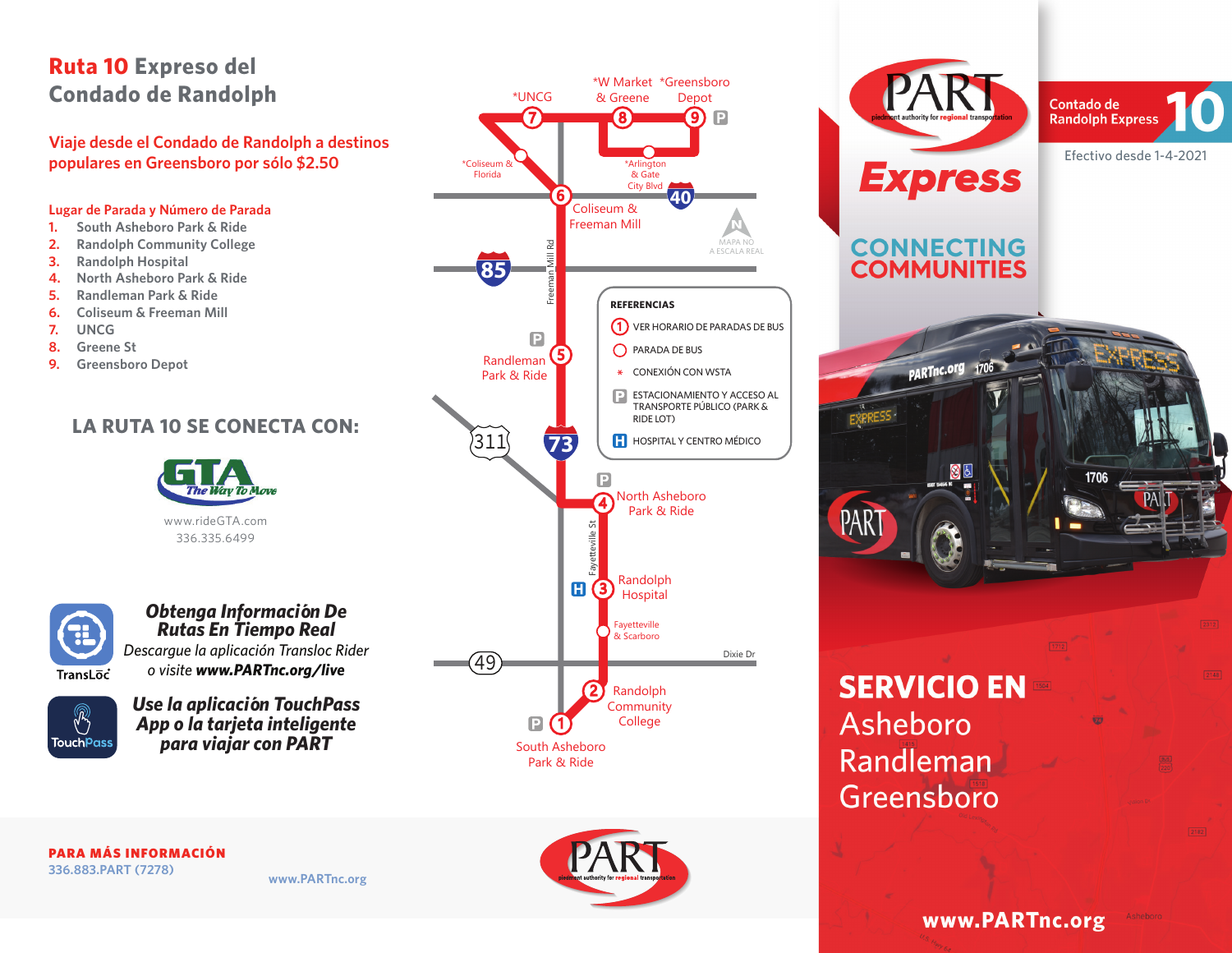# Ruta 10 Expreso del Condado de Randolph

**Viaje desde el Condado de Randolph a destinos populares en Greensboro por sólo $2.50**

### Lugar de Parada y Número de Parada

1. South Asheboro Park & Ride
2. Randolph Community College
3. Randolph Hospital
4. North Asheboro Park & Ride
5. Randleman Park & Ride
6. Coliseum & Freeman Mill
7. UNCG
8. Greene St
9. Greensboro Depot

## LA RUTA 10 SE CONECTA CON:

GTA The Way To Move

www.rideGTA.com
336.335.6499

***Obtenga Información De Rutas En Tiempo Real***

*Descargue la aplicación Transloc Rider o visite **www.PARTnc.org/live***

TransLōc

***Use la aplicación TouchPass App o la tarjeta inteligente para viajar con PART***

TouchPass

*UNCG (7) — *W Market & Greene (8) — *Greensboro Depot (9) P

*Coliseum & Florida — *Arlington & Gate City Blvd — 40

Coliseum & Freeman Mill (6)

85 — Freeman Mill Rd

MAPA NO A ESCALA REAL

**REFERENCIAS**

- (1) VER HORARIO DE PARADAS DE BUS
- ○ PARADA DE BUS
- * CONEXIÓN CON WSTA
- P ESTACIONAMIENTO Y ACCESO AL TRANSPORTE PÚBLICO (PARK & RIDE LOT)
- H HOSPITAL Y CENTRO MÉDICO

P Randleman Park & Ride (5)

311 — 73

P North Asheboro Park & Ride (4)

Fayetteville St

H Randolph Hospital (3)

Fayetteville & Scarboro

49 — Dixie Dr

Randolph Community College (2)

P South Asheboro Park & Ride (1)

**PARA MÁS INFORMACIÓN**
336.883.PART (7278)

www.PARTnc.org

PART piedmont authority for regional transportation

PART piedmont authority for regional transportation

**Express**

**CONNECTING COMMUNITIES**

Contado de Randolph Express **10**

Efectivo desde 1-4-2021

**SERVICIO EN**
Asheboro
Randleman
Greensboro

**www.PARTnc.org**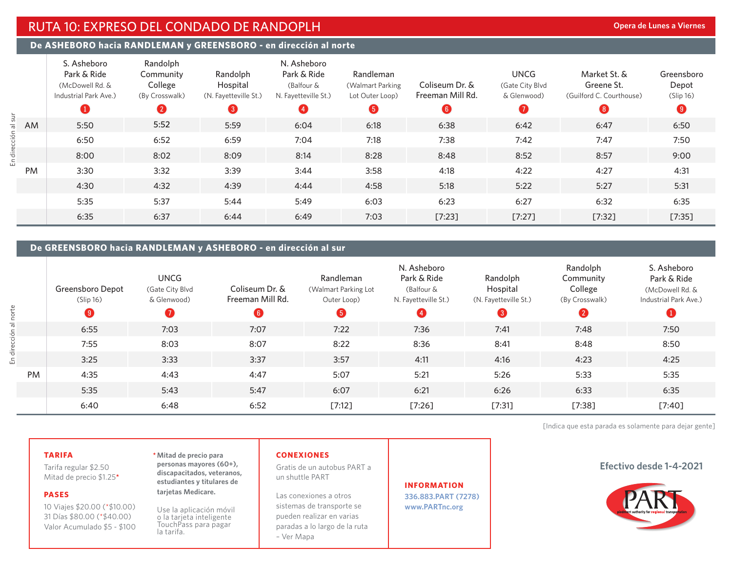# RUTA 10: EXPRESO DEL CONDADO DE RANDOPLH

**Opera de Lunes a Viernes**

## De ASHEBORO hacia RANDLEMAN y GREENSBORO - en dirección al norte

| | S. Asheboro Park & Ride (McDowell Rd. & Industrial Park Ave.) 1 | Randolph Community College (By Crosswalk) 2 | Randolph Hospital (N. Fayetteville St.) 3 | N. Asheboro Park & Ride (Balfour & N. Fayetteville St.) 4 | Randleman (Walmart Parking Lot Outer Loop) 5 | Coliseum Dr. & Freeman Mill Rd. 6 | UNCG (Gate City Blvd & Glenwood) 7 | Market St. & Greene St. (Guilford C. Courthouse) 8 | Greensboro Depot (Slip 16) 9 |
|---|---|---|---|---|---|---|---|---|---|
| AM | 5:50 | 5:52 | 5:59 | 6:04 | 6:18 | 6:38 | 6:42 | 6:47 | 6:50 |
| | 6:50 | 6:52 | 6:59 | 7:04 | 7:18 | 7:38 | 7:42 | 7:47 | 7:50 |
| | 8:00 | 8:02 | 8:09 | 8:14 | 8:28 | 8:48 | 8:52 | 8:57 | 9:00 |
| PM | 3:30 | 3:32 | 3:39 | 3:44 | 3:58 | 4:18 | 4:22 | 4:27 | 4:31 |
| | 4:30 | 4:32 | 4:39 | 4:44 | 4:58 | 5:18 | 5:22 | 5:27 | 5:31 |
| | 5:35 | 5:37 | 5:44 | 5:49 | 6:03 | 6:23 | 6:27 | 6:32 | 6:35 |
| | 6:35 | 6:37 | 6:44 | 6:49 | 7:03 | [7:23] | [7:27] | [7:32] | [7:35] |

En dirección al sur

## De GREENSBORO hacia RANDLEMAN y ASHEBORO - en dirección al sur

| | Greensboro Depot (Slip 16) 9 | UNCG (Gate City Blvd & Glenwood) 7 | Coliseum Dr. & Freeman Mill Rd. 6 | Randleman (Walmart Parking Lot Outer Loop) 5 | N. Asheboro Park & Ride (Balfour & N. Fayetteville St.) 4 | Randolph Hospital (N. Fayetteville St.) 3 | Randolph Community College (By Crosswalk) 2 | S. Asheboro Park & Ride (McDowell Rd. & Industrial Park Ave.) 1 |
|---|---|---|---|---|---|---|---|---|
| | 6:55 | 7:03 | 7:07 | 7:22 | 7:36 | 7:41 | 7:48 | 7:50 |
| | 7:55 | 8:03 | 8:07 | 8:22 | 8:36 | 8:41 | 8:48 | 8:50 |
| | 3:25 | 3:33 | 3:37 | 3:57 | 4:11 | 4:16 | 4:23 | 4:25 |
| PM | 4:35 | 4:43 | 4:47 | 5:07 | 5:21 | 5:26 | 5:33 | 5:35 |
| | 5:35 | 5:43 | 5:47 | 6:07 | 6:21 | 6:26 | 6:33 | 6:35 |
| | 6:40 | 6:48 | 6:52 | [7:12] | [7:26] | [7:31] | [7:38] | [7:40] |

En dirección al norte

[Indica que esta parada es solamente para dejar gente]

### TARIFA

Tarifa regular $2.50
Mitad de precio $1.25*

### PASES

10 Viajes $20.00 (*$10.00)
31 Días $80.00 (*$40.00)
Valor Acumulado $5 - $100

***Mitad de precio para personas mayores (60+), discapacitados, veteranos, estudiantes y titulares de tarjetas Medicare.**

Use la aplicación móvil o la tarjeta inteligente TouchPass para pagar la tarifa.

### CONEXIONES

Gratis de un autobus PART a un shuttle PART

Las conexiones a otros sistemas de transporte se pueden realizar en varias paradas a lo largo de la ruta – Ver Mapa

### INFORMATION

336.883.PART (7278)
www.PARTnc.org

**Efectivo desde 1-4-2021**

PART
piedmont authority for regional transportation